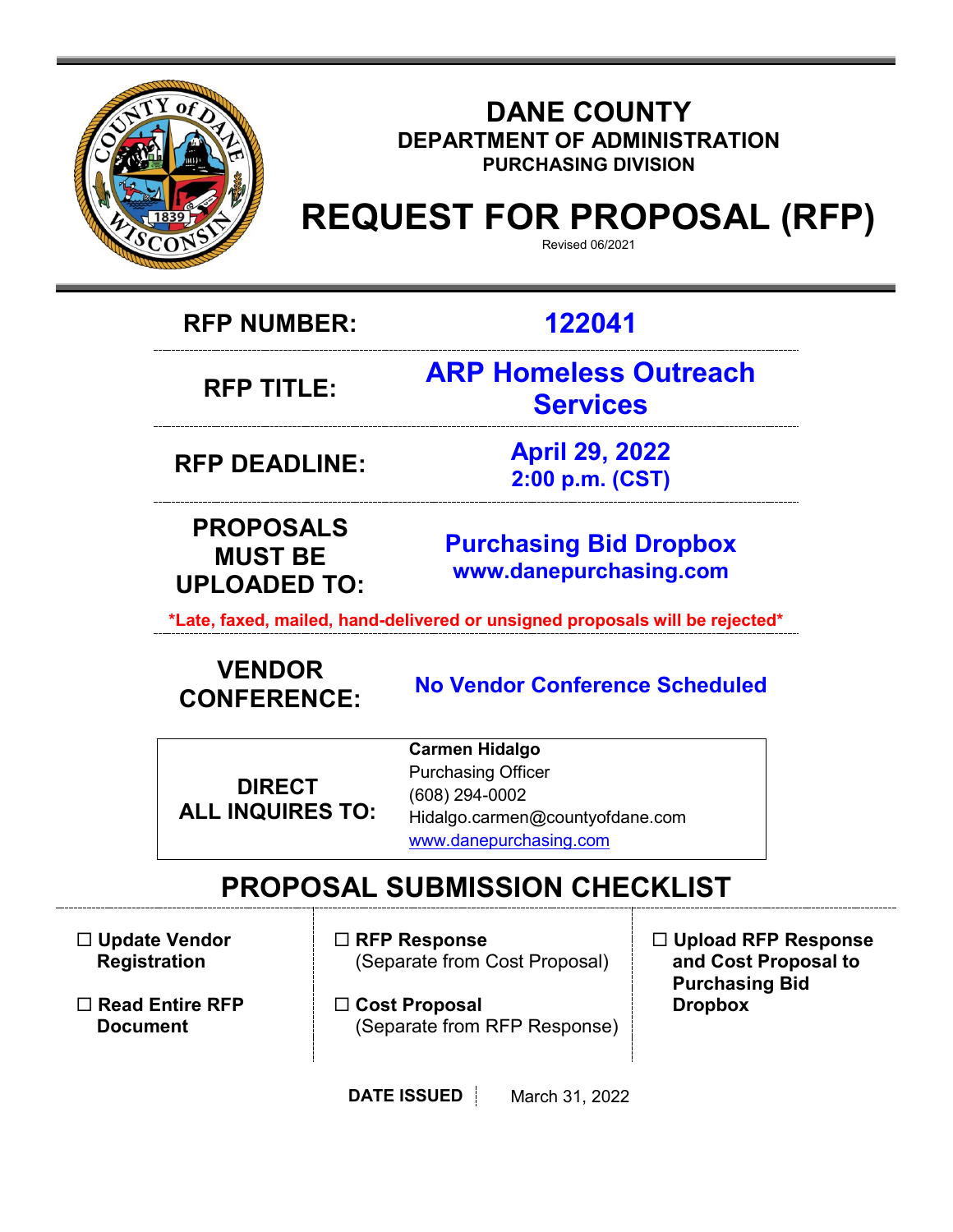# DANE COUNTY

## DEPARTMENT OF ADMINISTRATION

### PURCHASING DIVISION

# REQUEST FOR PROPOSAL (RFP)

Revised 06/2021

| | |
|---|---|
| **RFP NUMBER:** | **122041** |
| **RFP TITLE:** | **ARP Homeless Outreach Services** |
| **RFP DEADLINE:** | **April 29, 2022 2:00 p.m. (CST)** |
| **PROPOSALS MUST BE UPLOADED TO:** | **Purchasing Bid Dropbox www.danepurchasing.com** |

***Late, faxed, mailed, hand-delivered or unsigned proposals will be rejected***

| | |
|---|---|
| **VENDOR CONFERENCE:** | **No Vendor Conference Scheduled** |

| | |
|---|---|
| **DIRECT ALL INQUIRES TO:** | **Carmen Hidalgo**<br>Purchasing Officer<br>(608) 294-0002<br>Hidalgo.carmen@countyofdane.com<br>www.danepurchasing.com |

## PROPOSAL SUBMISSION CHECKLIST

- ☐ **Update Vendor Registration**
- ☐ **Read Entire RFP Document**
- ☐ **RFP Response** (Separate from Cost Proposal)
- ☐ **Cost Proposal** (Separate from RFP Response)
- ☐ **Upload RFP Response and Cost Proposal to Purchasing Bid Dropbox**

**DATE ISSUED** March 31, 2022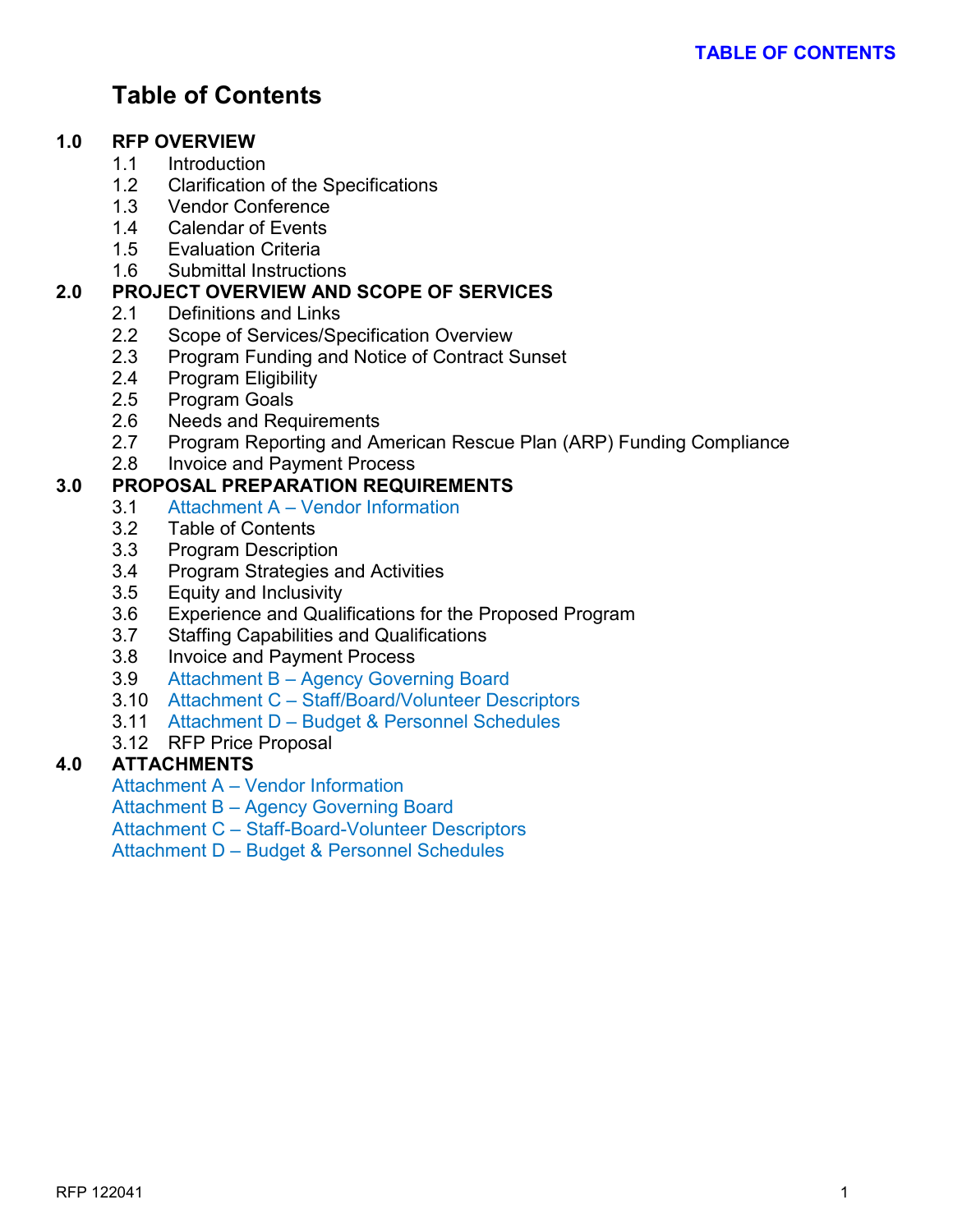# Table of Contents

**1.0 RFP OVERVIEW**
- 1.1 Introduction
- 1.2 Clarification of the Specifications
- 1.3 Vendor Conference
- 1.4 Calendar of Events
- 1.5 Evaluation Criteria
- 1.6 Submittal Instructions

**2.0 PROJECT OVERVIEW AND SCOPE OF SERVICES**
- 2.1 Definitions and Links
- 2.2 Scope of Services/Specification Overview
- 2.3 Program Funding and Notice of Contract Sunset
- 2.4 Program Eligibility
- 2.5 Program Goals
- 2.6 Needs and Requirements
- 2.7 Program Reporting and American Rescue Plan (ARP) Funding Compliance
- 2.8 Invoice and Payment Process

**3.0 PROPOSAL PREPARATION REQUIREMENTS**
- 3.1 Attachment A – Vendor Information
- 3.2 Table of Contents
- 3.3 Program Description
- 3.4 Program Strategies and Activities
- 3.5 Equity and Inclusivity
- 3.6 Experience and Qualifications for the Proposed Program
- 3.7 Staffing Capabilities and Qualifications
- 3.8 Invoice and Payment Process
- 3.9 Attachment B – Agency Governing Board
- 3.10 Attachment C – Staff/Board/Volunteer Descriptors
- 3.11 Attachment D – Budget & Personnel Schedules
- 3.12 RFP Price Proposal

**4.0 ATTACHMENTS**
- Attachment A – Vendor Information
- Attachment B – Agency Governing Board
- Attachment C – Staff-Board-Volunteer Descriptors
- Attachment D – Budget & Personnel Schedules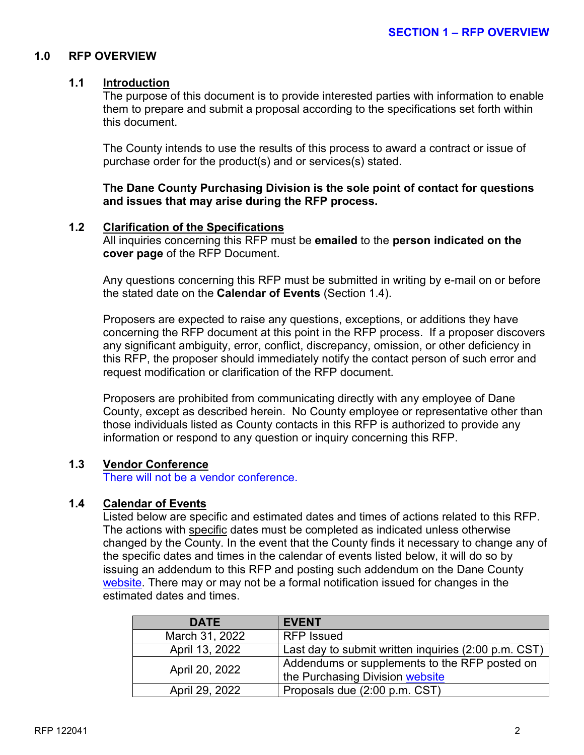## 1.0 RFP OVERVIEW

### 1.1 Introduction

The purpose of this document is to provide interested parties with information to enable them to prepare and submit a proposal according to the specifications set forth within this document.

The County intends to use the results of this process to award a contract or issue of purchase order for the product(s) and or services(s) stated.

**The Dane County Purchasing Division is the sole point of contact for questions and issues that may arise during the RFP process.**

### 1.2 Clarification of the Specifications

All inquiries concerning this RFP must be **emailed** to the **person indicated on the cover page** of the RFP Document.

Any questions concerning this RFP must be submitted in writing by e-mail on or before the stated date on the **Calendar of Events** (Section 1.4).

Proposers are expected to raise any questions, exceptions, or additions they have concerning the RFP document at this point in the RFP process. If a proposer discovers any significant ambiguity, error, conflict, discrepancy, omission, or other deficiency in this RFP, the proposer should immediately notify the contact person of such error and request modification or clarification of the RFP document.

Proposers are prohibited from communicating directly with any employee of Dane County, except as described herein. No County employee or representative other than those individuals listed as County contacts in this RFP is authorized to provide any information or respond to any question or inquiry concerning this RFP.

### 1.3 Vendor Conference

There will not be a vendor conference.

### 1.4 Calendar of Events

Listed below are specific and estimated dates and times of actions related to this RFP. The actions with specific dates must be completed as indicated unless otherwise changed by the County. In the event that the County finds it necessary to change any of the specific dates and times in the calendar of events listed below, it will do so by issuing an addendum to this RFP and posting such addendum on the Dane County website. There may or may not be a formal notification issued for changes in the estimated dates and times.

| DATE | EVENT |
|---|---|
| March 31, 2022 | RFP Issued |
| April 13, 2022 | Last day to submit written inquiries (2:00 p.m. CST) |
| April 20, 2022 | Addendums or supplements to the RFP posted on the Purchasing Division website |
| April 29, 2022 | Proposals due (2:00 p.m. CST) |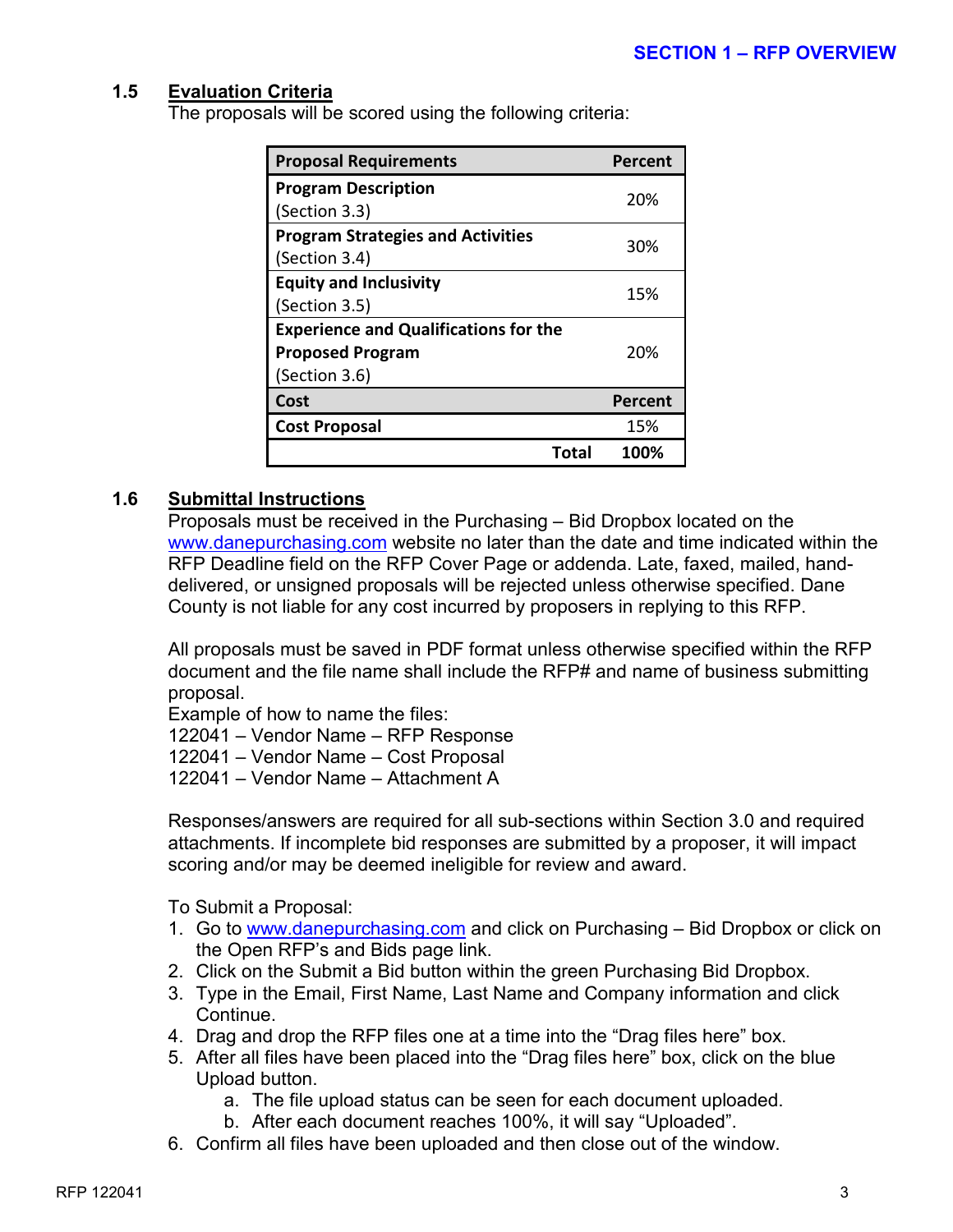### 1.5 Evaluation Criteria

The proposals will be scored using the following criteria:

| Proposal Requirements | Percent |
|---|---|
| **Program Description** (Section 3.3) | 20% |
| **Program Strategies and Activities** (Section 3.4) | 30% |
| **Equity and Inclusivity** (Section 3.5) | 15% |
| **Experience and Qualifications for the Proposed Program** (Section 3.6) | 20% |
| **Cost** | **Percent** |
| **Cost Proposal** | 15% |
| **Total** | **100%** |

### 1.6 Submittal Instructions

Proposals must be received in the Purchasing – Bid Dropbox located on the www.danepurchasing.com website no later than the date and time indicated within the RFP Deadline field on the RFP Cover Page or addenda. Late, faxed, mailed, hand-delivered, or unsigned proposals will be rejected unless otherwise specified. Dane County is not liable for any cost incurred by proposers in replying to this RFP.

All proposals must be saved in PDF format unless otherwise specified within the RFP document and the file name shall include the RFP# and name of business submitting proposal.

Example of how to name the files:
122041 – Vendor Name – RFP Response
122041 – Vendor Name – Cost Proposal
122041 – Vendor Name – Attachment A

Responses/answers are required for all sub-sections within Section 3.0 and required attachments. If incomplete bid responses are submitted by a proposer, it will impact scoring and/or may be deemed ineligible for review and award.

To Submit a Proposal:

1. Go to www.danepurchasing.com and click on Purchasing – Bid Dropbox or click on the Open RFP's and Bids page link.
2. Click on the Submit a Bid button within the green Purchasing Bid Dropbox.
3. Type in the Email, First Name, Last Name and Company information and click Continue.
4. Drag and drop the RFP files one at a time into the "Drag files here" box.
5. After all files have been placed into the "Drag files here" box, click on the blue Upload button.
   a. The file upload status can be seen for each document uploaded.
   b. After each document reaches 100%, it will say "Uploaded".
6. Confirm all files have been uploaded and then close out of the window.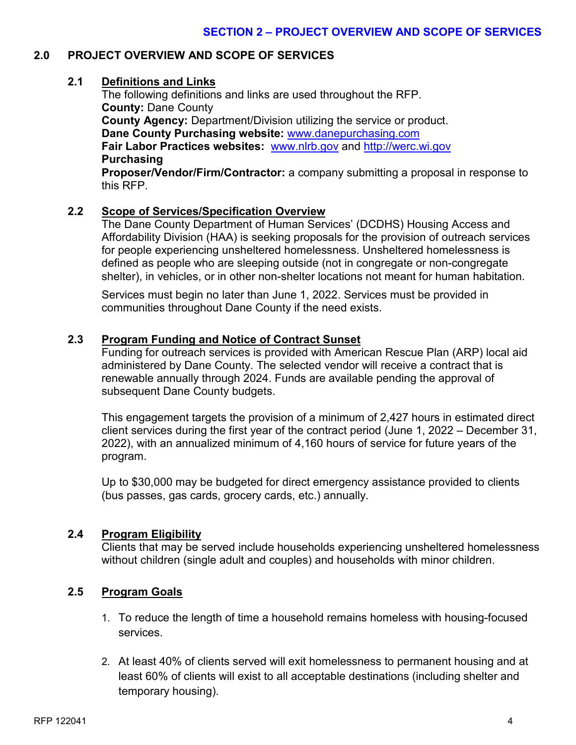## SECTION 2 – PROJECT OVERVIEW AND SCOPE OF SERVICES

## 2.0 PROJECT OVERVIEW AND SCOPE OF SERVICES

### 2.1 Definitions and Links

The following definitions and links are used throughout the RFP.

**County:** Dane County

**County Agency:** Department/Division utilizing the service or product.

**Dane County Purchasing website:** www.danepurchasing.com

**Fair Labor Practices websites:** www.nlrb.gov and http://werc.wi.gov

**Purchasing**

**Proposer/Vendor/Firm/Contractor:** a company submitting a proposal in response to this RFP.

### 2.2 Scope of Services/Specification Overview

The Dane County Department of Human Services' (DCDHS) Housing Access and Affordability Division (HAA) is seeking proposals for the provision of outreach services for people experiencing unsheltered homelessness. Unsheltered homelessness is defined as people who are sleeping outside (not in congregate or non-congregate shelter), in vehicles, or in other non-shelter locations not meant for human habitation.

Services must begin no later than June 1, 2022. Services must be provided in communities throughout Dane County if the need exists.

### 2.3 Program Funding and Notice of Contract Sunset

Funding for outreach services is provided with American Rescue Plan (ARP) local aid administered by Dane County. The selected vendor will receive a contract that is renewable annually through 2024. Funds are available pending the approval of subsequent Dane County budgets.

This engagement targets the provision of a minimum of 2,427 hours in estimated direct client services during the first year of the contract period (June 1, 2022 – December 31, 2022), with an annualized minimum of 4,160 hours of service for future years of the program.

Up to $30,000 may be budgeted for direct emergency assistance provided to clients (bus passes, gas cards, grocery cards, etc.) annually.

### 2.4 Program Eligibility

Clients that may be served include households experiencing unsheltered homelessness without children (single adult and couples) and households with minor children.

### 2.5 Program Goals

1. To reduce the length of time a household remains homeless with housing-focused services.
2. At least 40% of clients served will exit homelessness to permanent housing and at least 60% of clients will exist to all acceptable destinations (including shelter and temporary housing).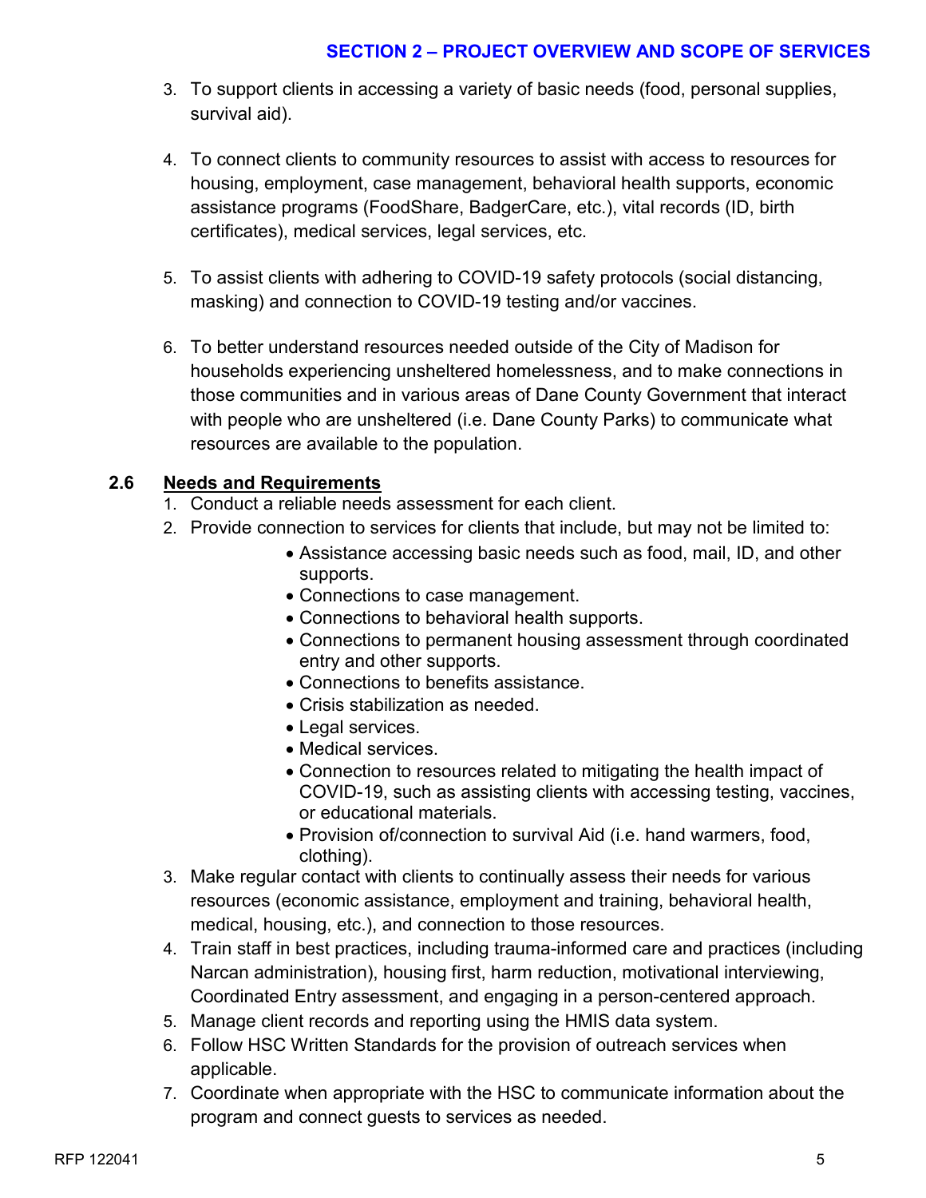3. To support clients in accessing a variety of basic needs (food, personal supplies, survival aid).

4. To connect clients to community resources to assist with access to resources for housing, employment, case management, behavioral health supports, economic assistance programs (FoodShare, BadgerCare, etc.), vital records (ID, birth certificates), medical services, legal services, etc.

5. To assist clients with adhering to COVID-19 safety protocols (social distancing, masking) and connection to COVID-19 testing and/or vaccines.

6. To better understand resources needed outside of the City of Madison for households experiencing unsheltered homelessness, and to make connections in those communities and in various areas of Dane County Government that interact with people who are unsheltered (i.e. Dane County Parks) to communicate what resources are available to the population.

### 2.6 Needs and Requirements

1. Conduct a reliable needs assessment for each client.
2. Provide connection to services for clients that include, but may not be limited to:
   - Assistance accessing basic needs such as food, mail, ID, and other supports.
   - Connections to case management.
   - Connections to behavioral health supports.
   - Connections to permanent housing assessment through coordinated entry and other supports.
   - Connections to benefits assistance.
   - Crisis stabilization as needed.
   - Legal services.
   - Medical services.
   - Connection to resources related to mitigating the health impact of COVID-19, such as assisting clients with accessing testing, vaccines, or educational materials.
   - Provision of/connection to survival Aid (i.e. hand warmers, food, clothing).
3. Make regular contact with clients to continually assess their needs for various resources (economic assistance, employment and training, behavioral health, medical, housing, etc.), and connection to those resources.
4. Train staff in best practices, including trauma-informed care and practices (including Narcan administration), housing first, harm reduction, motivational interviewing, Coordinated Entry assessment, and engaging in a person-centered approach.
5. Manage client records and reporting using the HMIS data system.
6. Follow HSC Written Standards for the provision of outreach services when applicable.
7. Coordinate when appropriate with the HSC to communicate information about the program and connect guests to services as needed.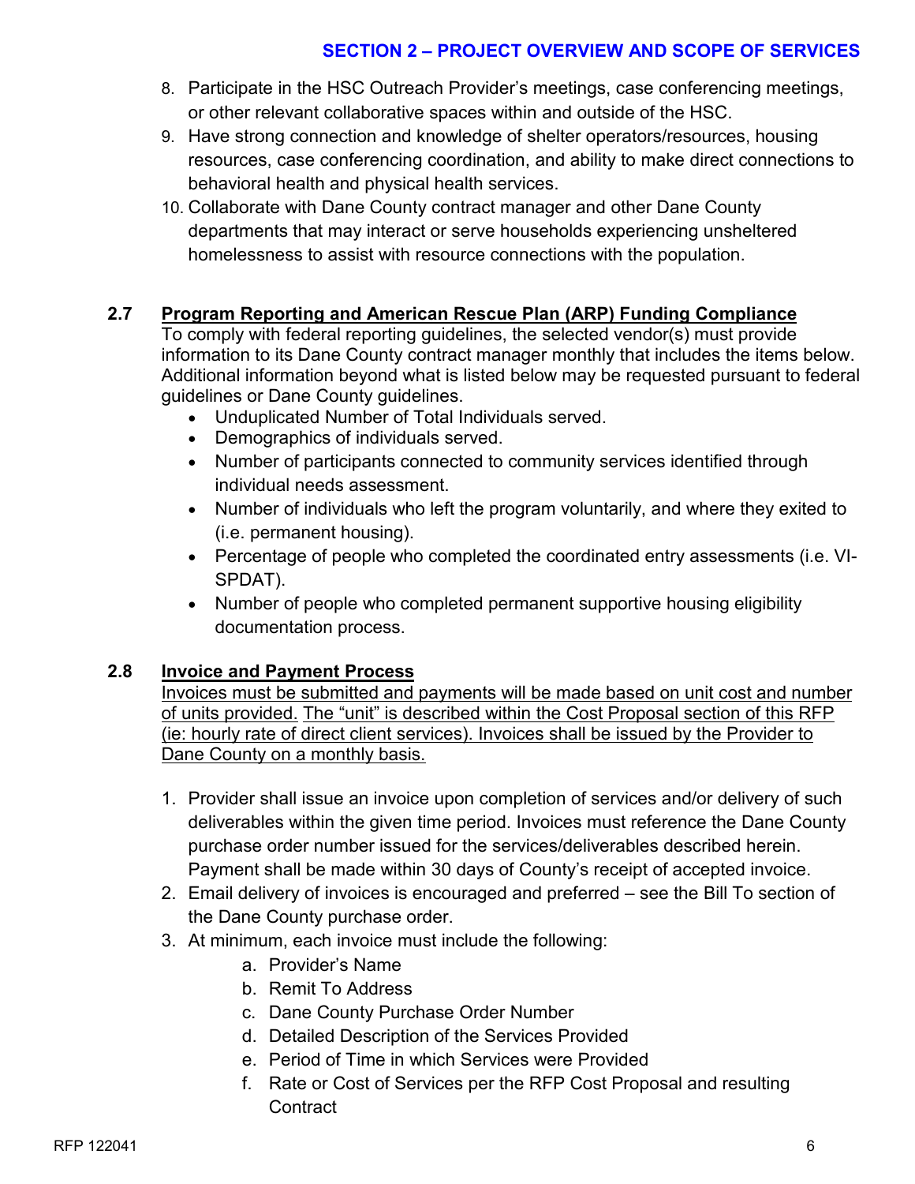8. Participate in the HSC Outreach Provider's meetings, case conferencing meetings, or other relevant collaborative spaces within and outside of the HSC.
9. Have strong connection and knowledge of shelter operators/resources, housing resources, case conferencing coordination, and ability to make direct connections to behavioral health and physical health services.
10. Collaborate with Dane County contract manager and other Dane County departments that may interact or serve households experiencing unsheltered homelessness to assist with resource connections with the population.

## 2.7 Program Reporting and American Rescue Plan (ARP) Funding Compliance

To comply with federal reporting guidelines, the selected vendor(s) must provide information to its Dane County contract manager monthly that includes the items below. Additional information beyond what is listed below may be requested pursuant to federal guidelines or Dane County guidelines.

- Unduplicated Number of Total Individuals served.
- Demographics of individuals served.
- Number of participants connected to community services identified through individual needs assessment.
- Number of individuals who left the program voluntarily, and where they exited to (i.e. permanent housing).
- Percentage of people who completed the coordinated entry assessments (i.e. VI-SPDAT).
- Number of people who completed permanent supportive housing eligibility documentation process.

## 2.8 Invoice and Payment Process

Invoices must be submitted and payments will be made based on unit cost and number of units provided. The "unit" is described within the Cost Proposal section of this RFP (ie: hourly rate of direct client services). Invoices shall be issued by the Provider to Dane County on a monthly basis.

1. Provider shall issue an invoice upon completion of services and/or delivery of such deliverables within the given time period. Invoices must reference the Dane County purchase order number issued for the services/deliverables described herein. Payment shall be made within 30 days of County's receipt of accepted invoice.
2. Email delivery of invoices is encouraged and preferred – see the Bill To section of the Dane County purchase order.
3. At minimum, each invoice must include the following:
   a. Provider's Name
   b. Remit To Address
   c. Dane County Purchase Order Number
   d. Detailed Description of the Services Provided
   e. Period of Time in which Services were Provided
   f. Rate or Cost of Services per the RFP Cost Proposal and resulting Contract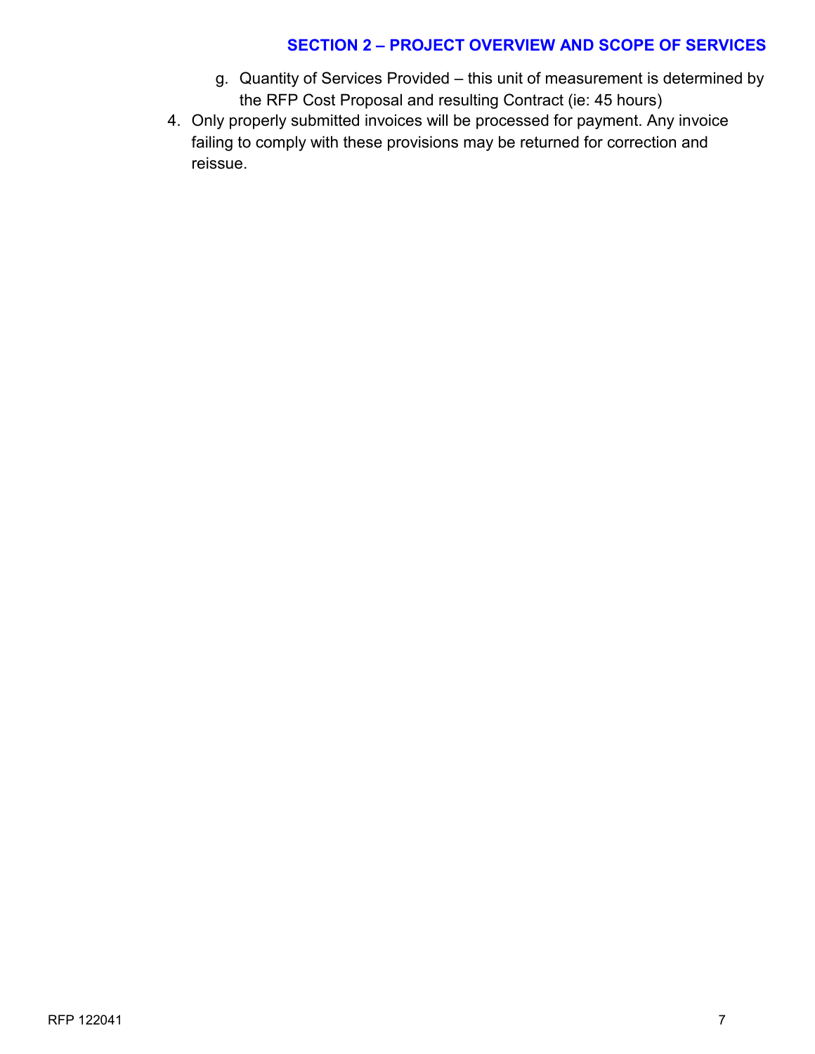g. Quantity of Services Provided – this unit of measurement is determined by the RFP Cost Proposal and resulting Contract (ie: 45 hours)

4. Only properly submitted invoices will be processed for payment. Any invoice failing to comply with these provisions may be returned for correction and reissue.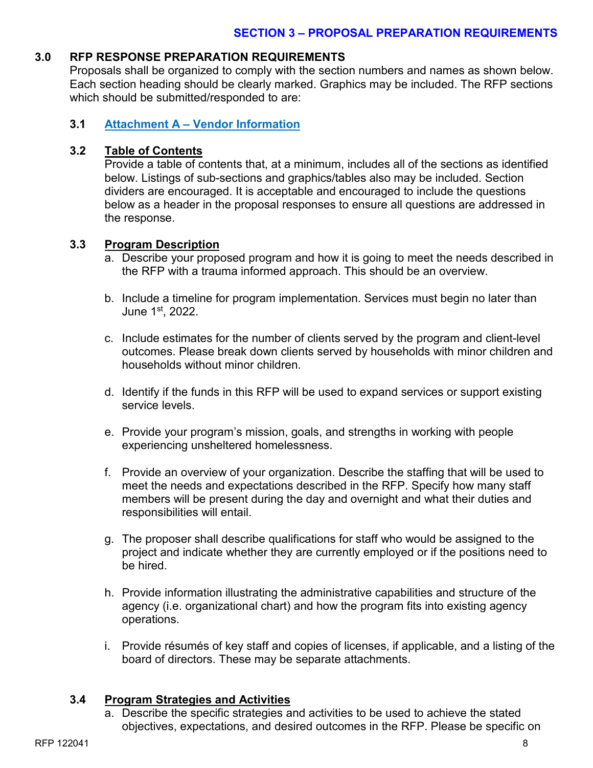## SECTION 3 – PROPOSAL PREPARATION REQUIREMENTS

### 3.0 RFP RESPONSE PREPARATION REQUIREMENTS

Proposals shall be organized to comply with the section numbers and names as shown below. Each section heading should be clearly marked. Graphics may be included. The RFP sections which should be submitted/responded to are:

#### 3.1 Attachment A – Vendor Information

#### 3.2 Table of Contents

Provide a table of contents that, at a minimum, includes all of the sections as identified below. Listings of sub-sections and graphics/tables also may be included. Section dividers are encouraged. It is acceptable and encouraged to include the questions below as a header in the proposal responses to ensure all questions are addressed in the response.

#### 3.3 Program Description

a. Describe your proposed program and how it is going to meet the needs described in the RFP with a trauma informed approach. This should be an overview.

b. Include a timeline for program implementation. Services must begin no later than June 1st, 2022.

c. Include estimates for the number of clients served by the program and client-level outcomes. Please break down clients served by households with minor children and households without minor children.

d. Identify if the funds in this RFP will be used to expand services or support existing service levels.

e. Provide your program's mission, goals, and strengths in working with people experiencing unsheltered homelessness.

f. Provide an overview of your organization. Describe the staffing that will be used to meet the needs and expectations described in the RFP. Specify how many staff members will be present during the day and overnight and what their duties and responsibilities will entail.

g. The proposer shall describe qualifications for staff who would be assigned to the project and indicate whether they are currently employed or if the positions need to be hired.

h. Provide information illustrating the administrative capabilities and structure of the agency (i.e. organizational chart) and how the program fits into existing agency operations.

i. Provide résumés of key staff and copies of licenses, if applicable, and a listing of the board of directors. These may be separate attachments.

#### 3.4 Program Strategies and Activities

a. Describe the specific strategies and activities to be used to achieve the stated objectives, expectations, and desired outcomes in the RFP. Please be specific on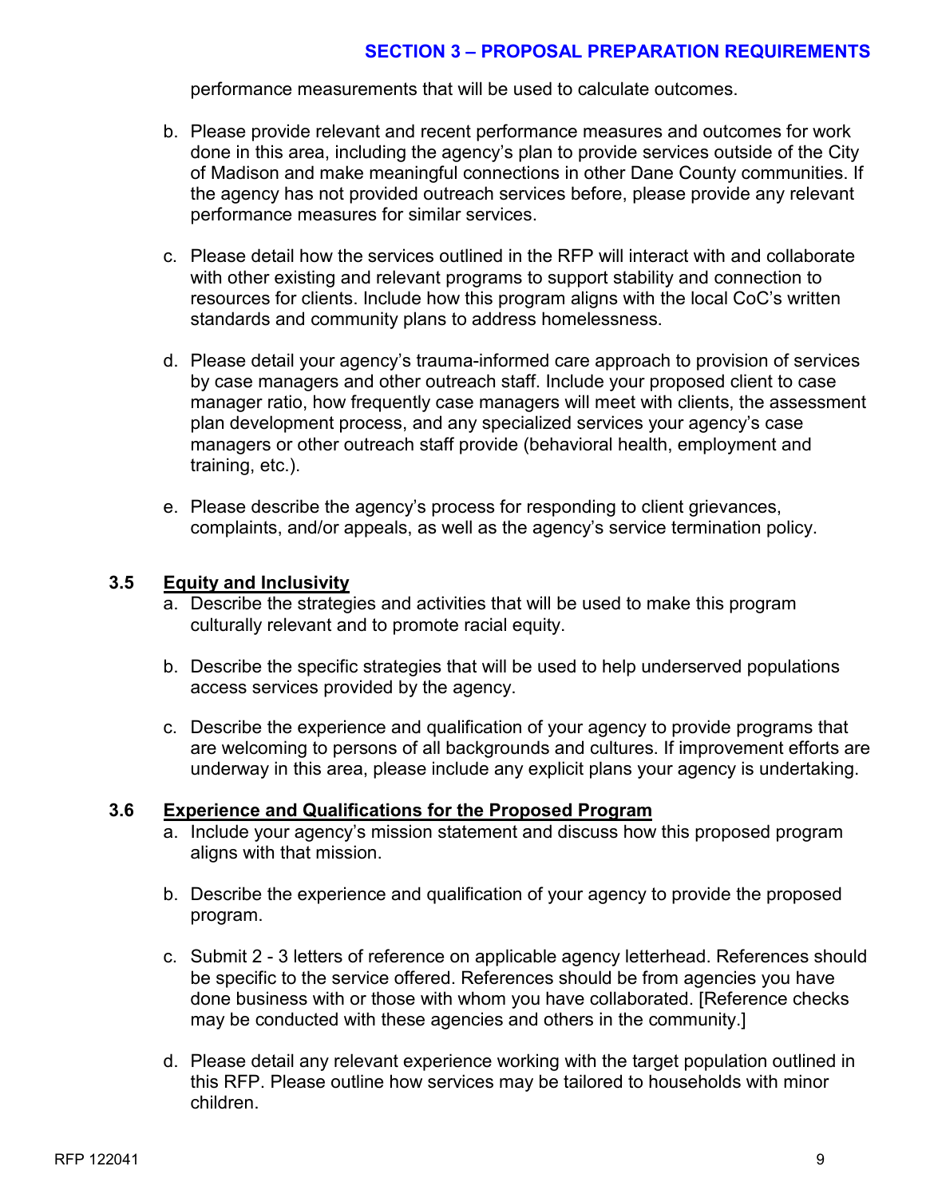performance measurements that will be used to calculate outcomes.

b. Please provide relevant and recent performance measures and outcomes for work done in this area, including the agency's plan to provide services outside of the City of Madison and make meaningful connections in other Dane County communities. If the agency has not provided outreach services before, please provide any relevant performance measures for similar services.

c. Please detail how the services outlined in the RFP will interact with and collaborate with other existing and relevant programs to support stability and connection to resources for clients. Include how this program aligns with the local CoC's written standards and community plans to address homelessness.

d. Please detail your agency's trauma-informed care approach to provision of services by case managers and other outreach staff. Include your proposed client to case manager ratio, how frequently case managers will meet with clients, the assessment plan development process, and any specialized services your agency's case managers or other outreach staff provide (behavioral health, employment and training, etc.).

e. Please describe the agency's process for responding to client grievances, complaints, and/or appeals, as well as the agency's service termination policy.

### 3.5 Equity and Inclusivity

a. Describe the strategies and activities that will be used to make this program culturally relevant and to promote racial equity.

b. Describe the specific strategies that will be used to help underserved populations access services provided by the agency.

c. Describe the experience and qualification of your agency to provide programs that are welcoming to persons of all backgrounds and cultures. If improvement efforts are underway in this area, please include any explicit plans your agency is undertaking.

### 3.6 Experience and Qualifications for the Proposed Program

a. Include your agency's mission statement and discuss how this proposed program aligns with that mission.

b. Describe the experience and qualification of your agency to provide the proposed program.

c. Submit 2 - 3 letters of reference on applicable agency letterhead. References should be specific to the service offered. References should be from agencies you have done business with or those with whom you have collaborated. [Reference checks may be conducted with these agencies and others in the community.]

d. Please detail any relevant experience working with the target population outlined in this RFP. Please outline how services may be tailored to households with minor children.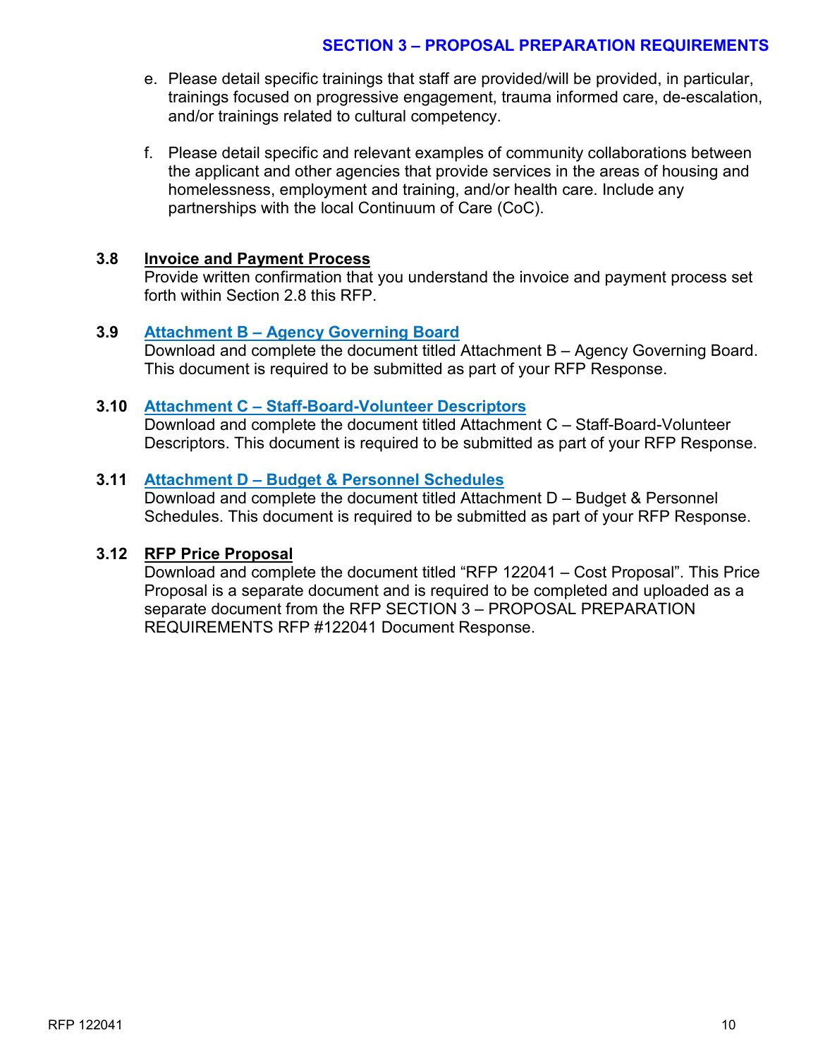e. Please detail specific trainings that staff are provided/will be provided, in particular, trainings focused on progressive engagement, trauma informed care, de-escalation, and/or trainings related to cultural competency.

f. Please detail specific and relevant examples of community collaborations between the applicant and other agencies that provide services in the areas of housing and homelessness, employment and training, and/or health care. Include any partnerships with the local Continuum of Care (CoC).

### 3.8 Invoice and Payment Process

Provide written confirmation that you understand the invoice and payment process set forth within Section 2.8 this RFP.

### 3.9 Attachment B – Agency Governing Board

Download and complete the document titled Attachment B – Agency Governing Board. This document is required to be submitted as part of your RFP Response.

### 3.10 Attachment C – Staff-Board-Volunteer Descriptors

Download and complete the document titled Attachment C – Staff-Board-Volunteer Descriptors. This document is required to be submitted as part of your RFP Response.

### 3.11 Attachment D – Budget & Personnel Schedules

Download and complete the document titled Attachment D – Budget & Personnel Schedules. This document is required to be submitted as part of your RFP Response.

### 3.12 RFP Price Proposal

Download and complete the document titled "RFP 122041 – Cost Proposal". This Price Proposal is a separate document and is required to be completed and uploaded as a separate document from the RFP SECTION 3 – PROPOSAL PREPARATION REQUIREMENTS RFP #122041 Document Response.